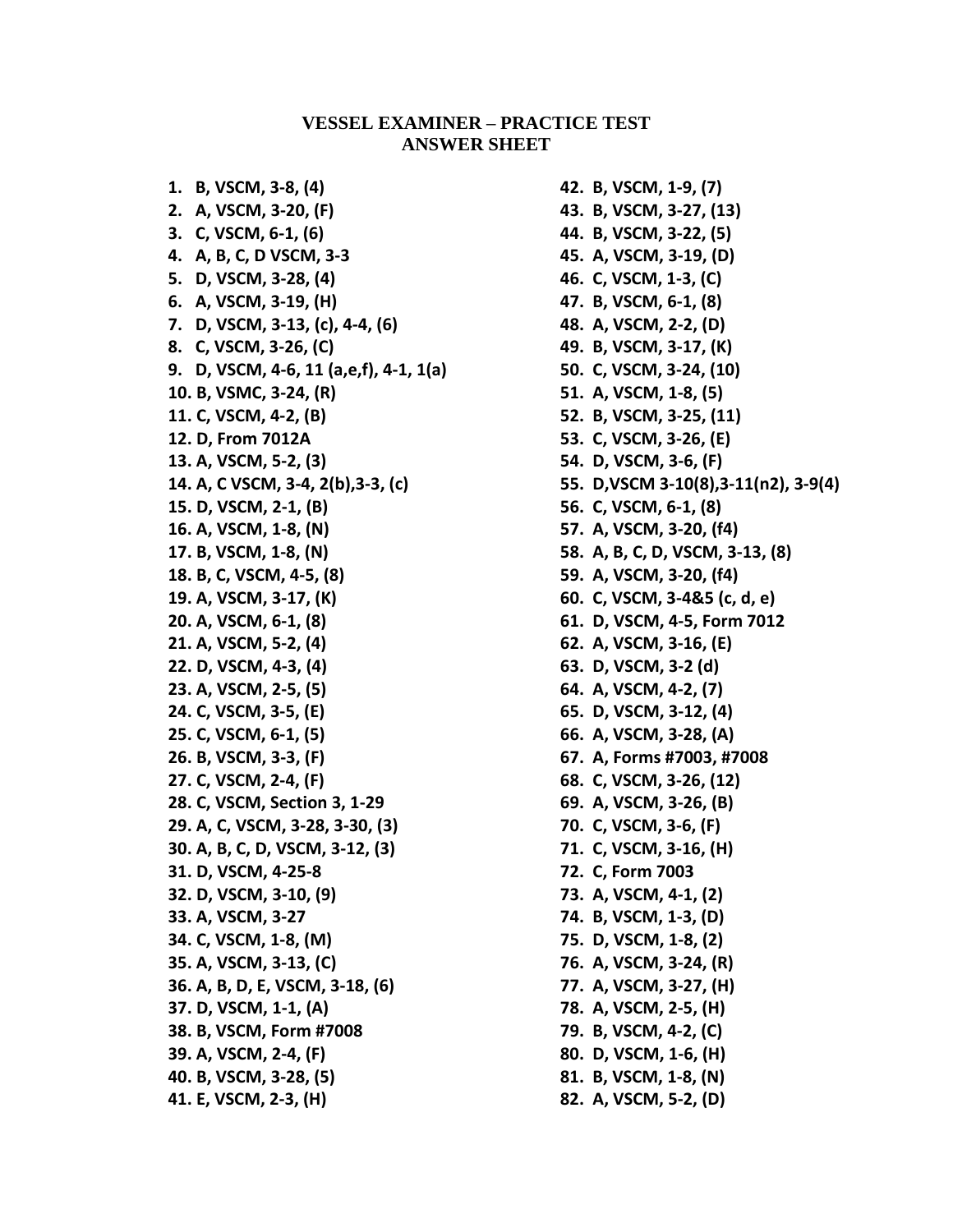# VESSEL EXAMINER – PRACTICE TEST
## ANSWER SHEET

1. B, VSCM, 3-8, (4)
2. A, VSCM, 3-20, (F)
3. C, VSCM, 6-1, (6)
4. A, B, C, D VSCM, 3-3
5. D, VSCM, 3-28, (4)
6. A, VSCM, 3-19, (H)
7. D, VSCM, 3-13, (c), 4-4, (6)
8. C, VSCM, 3-26, (C)
9. D, VSCM, 4-6, 11 (a,e,f), 4-1, 1(a)
10. B, VSMC, 3-24, (R)
11. C, VSCM, 4-2, (B)
12. D, From 7012A
13. A, VSCM, 5-2, (3)
14. A, C VSCM, 3-4, 2(b),3-3, (c)
15. D, VSCM, 2-1, (B)
16. A, VSCM, 1-8, (N)
17. B, VSCM, 1-8, (N)
18. B, C, VSCM, 4-5, (8)
19. A, VSCM, 3-17, (K)
20. A, VSCM, 6-1, (8)
21. A, VSCM, 5-2, (4)
22. D, VSCM, 4-3, (4)
23. A, VSCM, 2-5, (5)
24. C, VSCM, 3-5, (E)
25. C, VSCM, 6-1, (5)
26. B, VSCM, 3-3, (F)
27. C, VSCM, 2-4, (F)
28. C, VSCM, Section 3, 1-29
29. A, C, VSCM, 3-28, 3-30, (3)
30. A, B, C, D, VSCM, 3-12, (3)
31. D, VSCM, 4-25-8
32. D, VSCM, 3-10, (9)
33. A, VSCM, 3-27
34. C, VSCM, 1-8, (M)
35. A, VSCM, 3-13, (C)
36. A, B, D, E, VSCM, 3-18, (6)
37. D, VSCM, 1-1, (A)
38. B, VSCM, Form #7008
39. A, VSCM, 2-4, (F)
40. B, VSCM, 3-28, (5)
41. E, VSCM, 2-3, (H)
42. B, VSCM, 1-9, (7)
43. B, VSCM, 3-27, (13)
44. B, VSCM, 3-22, (5)
45. A, VSCM, 3-19, (D)
46. C, VSCM, 1-3, (C)
47. B, VSCM, 6-1, (8)
48. A, VSCM, 2-2, (D)
49. B, VSCM, 3-17, (K)
50. C, VSCM, 3-24, (10)
51. A, VSCM, 1-8, (5)
52. B, VSCM, 3-25, (11)
53. C, VSCM, 3-26, (E)
54. D, VSCM, 3-6, (F)
55. D,VSCM 3-10(8),3-11(n2), 3-9(4)
56. C, VSCM, 6-1, (8)
57. A, VSCM, 3-20, (f4)
58. A, B, C, D, VSCM, 3-13, (8)
59. A, VSCM, 3-20, (f4)
60. C, VSCM, 3-4&5 (c, d, e)
61. D, VSCM, 4-5, Form 7012
62. A, VSCM, 3-16, (E)
63. D, VSCM, 3-2 (d)
64. A, VSCM, 4-2, (7)
65. D, VSCM, 3-12, (4)
66. A, VSCM, 3-28, (A)
67. A, Forms #7003, #7008
68. C, VSCM, 3-26, (12)
69. A, VSCM, 3-26, (B)
70. C, VSCM, 3-6, (F)
71. C, VSCM, 3-16, (H)
72. C, Form 7003
73. A, VSCM, 4-1, (2)
74. B, VSCM, 1-3, (D)
75. D, VSCM, 1-8, (2)
76. A, VSCM, 3-24, (R)
77. A, VSCM, 3-27, (H)
78. A, VSCM, 2-5, (H)
79. B, VSCM, 4-2, (C)
80. D, VSCM, 1-6, (H)
81. B, VSCM, 1-8, (N)
82. A, VSCM, 5-2, (D)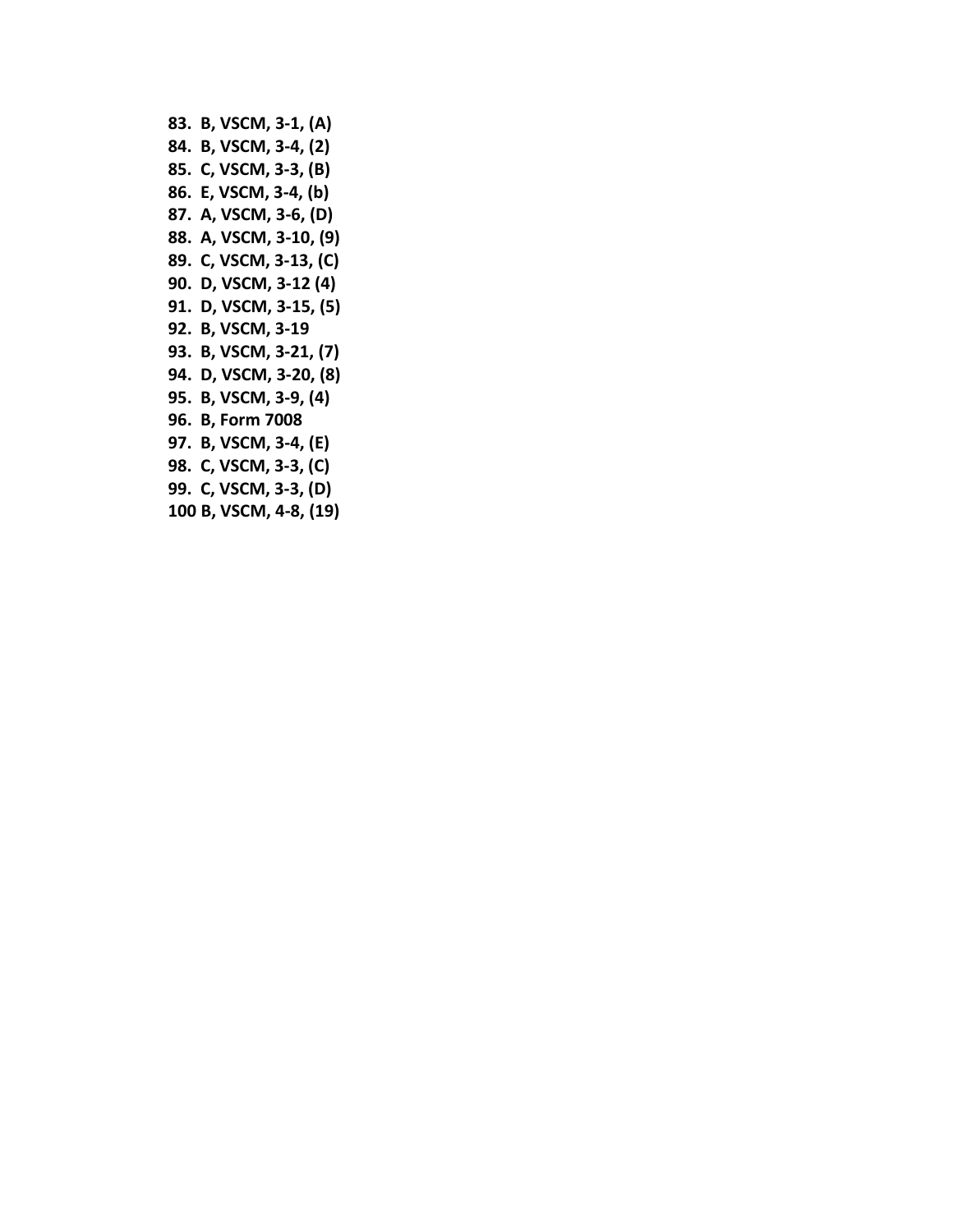**83. B, VSCM, 3-1, (A)**
**84. B, VSCM, 3-4, (2)**
**85. C, VSCM, 3-3, (B)**
**86. E, VSCM, 3-4, (b)**
**87. A, VSCM, 3-6, (D)**
**88. A, VSCM, 3-10, (9)**
**89. C, VSCM, 3-13, (C)**
**90. D, VSCM, 3-12 (4)**
**91. D, VSCM, 3-15, (5)**
**92. B, VSCM, 3-19**
**93. B, VSCM, 3-21, (7)**
**94. D, VSCM, 3-20, (8)**
**95. B, VSCM, 3-9, (4)**
**96. B, Form 7008**
**97. B, VSCM, 3-4, (E)**
**98. C, VSCM, 3-3, (C)**
**99. C, VSCM, 3-3, (D)**
**100 B, VSCM, 4-8, (19)**